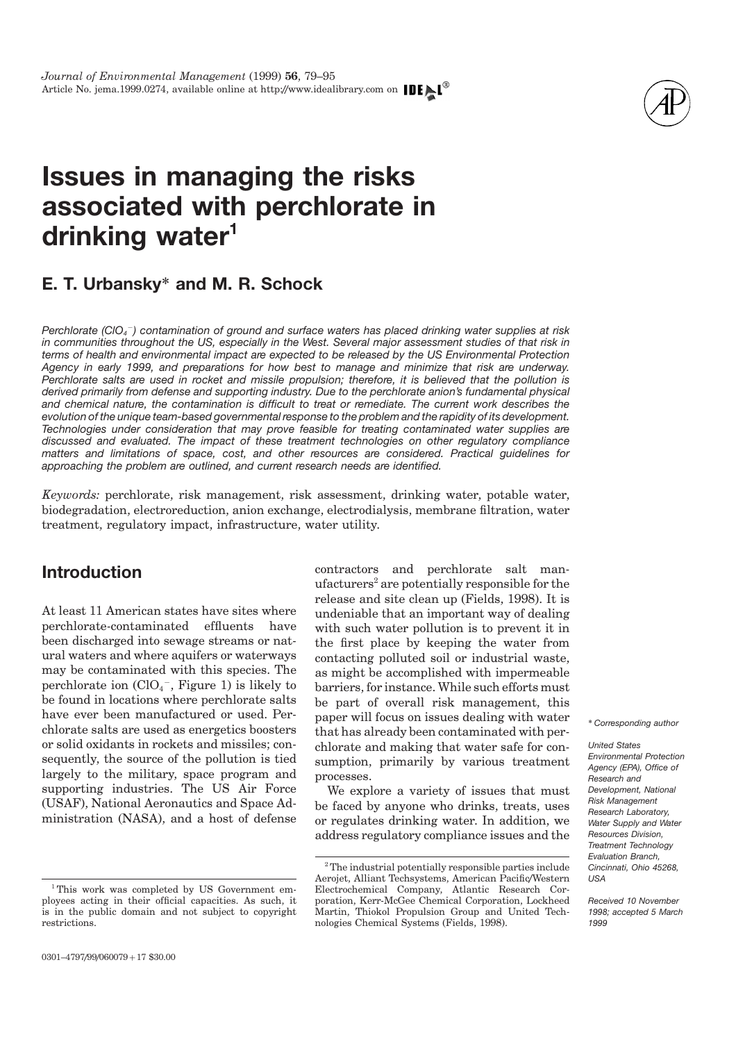# Issues in managing the risks associated with perchlorate in drinking water[1]

## E. T. Urbansky* and M. R. Schock

*Perchlorate ($ClO_4^-$) contamination of ground and surface waters has placed drinking water supplies at risk in communities throughout the US, especially in the West. Several major assessment studies of that risk in terms of health and environmental impact are expected to be released by the US Environmental Protection Agency in early 1999, and preparations for how best to manage and minimize that risk are underway. Perchlorate salts are used in rocket and missile propulsion; therefore, it is believed that the pollution is derived primarily from defense and supporting industry. Due to the perchlorate anion's fundamental physical and chemical nature, the contamination is difficult to treat or remediate. The current work describes the evolution of the unique team-based governmental response to the problem and the rapidity of its development. Technologies under consideration that may prove feasible for treating contaminated water supplies are discussed and evaluated. The impact of these treatment technologies on other regulatory compliance matters and limitations of space, cost, and other resources are considered. Practical guidelines for approaching the problem are outlined, and current research needs are identified.*

*Keywords:* perchlorate, risk management, risk assessment, drinking water, potable water, biodegradation, electroreduction, anion exchange, electrodialysis, membrane filtration, water treatment, regulatory impact, infrastructure, water utility.

## Introduction

At least 11 American states have sites where perchlorate-contaminated effluents have been discharged into sewage streams or natural waters and where aquifers or waterways may be contaminated with this species. The perchlorate ion ($ClO_4^-$, Figure 1) is likely to be found in locations where perchlorate salts have ever been manufactured or used. Perchlorate salts are used as energetics boosters or solid oxidants in rockets and missiles; consequently, the source of the pollution is tied largely to the military, space program and supporting industries. The US Air Force (USAF), National Aeronautics and Space Administration (NASA), and a host of defense contractors and perchlorate salt manufacturers[2] are potentially responsible for the release and site clean up (Fields, 1998). It is undeniable that an important way of dealing with such water pollution is to prevent it in the first place by keeping the water from contacting polluted soil or industrial waste, as might be accomplished with impermeable barriers, for instance. While such efforts must be part of overall risk management, this paper will focus on issues dealing with water that has already been contaminated with perchlorate and making that water safe for consumption, primarily by various treatment processes.

We explore a variety of issues that must be faced by anyone who drinks, treats, uses or regulates drinking water. In addition, we address regulatory compliance issues and the

[1] This work was completed by US Government employees acting in their official capacities. As such, it is in the public domain and not subject to copyright restrictions.

[2] The industrial potentially responsible parties include Aerojet, Alliant Techsystems, American Pacific/Western Electrochemical Company, Atlantic Research Corporation, Kerr-McGee Chemical Corporation, Lockheed Martin, Thiokol Propulsion Group and United Technologies Chemical Systems (Fields, 1998).

\* Corresponding author

*United States Environmental Protection Agency (EPA), Office of Research and Development, National Risk Management Research Laboratory, Water Supply and Water Resources Division, Treatment Technology Evaluation Branch, Cincinnati, Ohio 45268, USA*

*Received 10 November 1998; accepted 5 March 1999*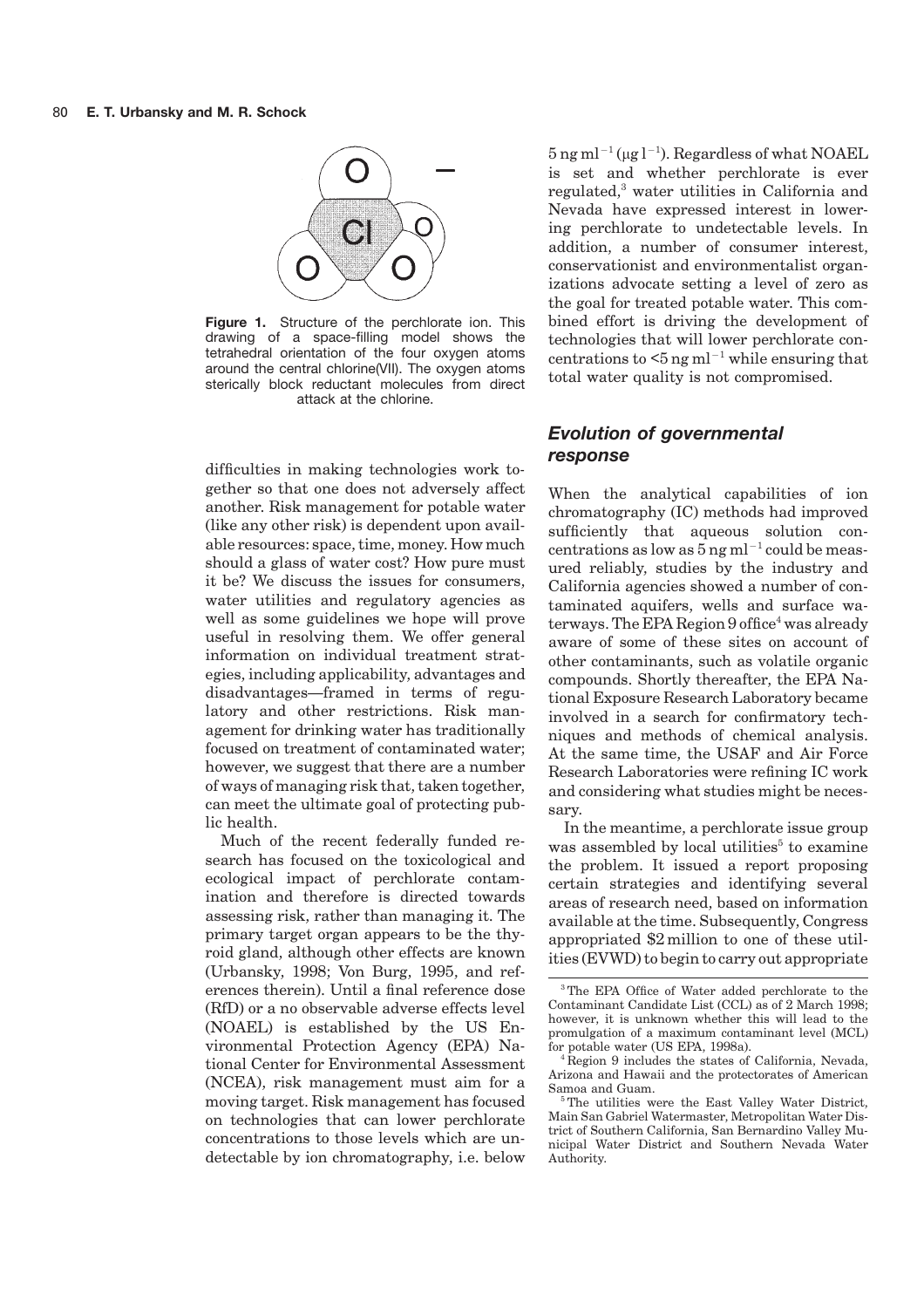**Figure 1.** Structure of the perchlorate ion. This drawing of a space-filling model shows the tetrahedral orientation of the four oxygen atoms around the central chlorine(VII). The oxygen atoms sterically block reductant molecules from direct attack at the chlorine.

difficulties in making technologies work together so that one does not adversely affect another. Risk management for potable water (like any other risk) is dependent upon available resources: space, time, money. How much should a glass of water cost? How pure must it be? We discuss the issues for consumers, water utilities and regulatory agencies as well as some guidelines we hope will prove useful in resolving them. We offer general information on individual treatment strategies, including applicability, advantages and disadvantages—framed in terms of regulatory and other restrictions. Risk management for drinking water has traditionally focused on treatment of contaminated water; however, we suggest that there are a number of ways of managing risk that, taken together, can meet the ultimate goal of protecting public health.

Much of the recent federally funded research has focused on the toxicological and ecological impact of perchlorate contamination and therefore is directed towards assessing risk, rather than managing it. The primary target organ appears to be the thyroid gland, although other effects are known (Urbansky, 1998; Von Burg, 1995, and references therein). Until a final reference dose (RfD) or a no observable adverse effects level (NOAEL) is established by the US Environmental Protection Agency (EPA) National Center for Environmental Assessment (NCEA), risk management must aim for a moving target. Risk management has focused on technologies that can lower perchlorate concentrations to those levels which are undetectable by ion chromatography, i.e. below $5\ \mathrm{ng\ ml^{-1}}$ ($\mu\mathrm{g\ l^{-1}}$). Regardless of what NOAEL is set and whether perchlorate is ever regulated,[3] water utilities in California and Nevada have expressed interest in lowering perchlorate to undetectable levels. In addition, a number of consumer interest, conservationist and environmentalist organizations advocate setting a level of zero as the goal for treated potable water. This combined effort is driving the development of technologies that will lower perchlorate concentrations to $<5\ \mathrm{ng\ ml^{-1}}$ while ensuring that total water quality is not compromised.

## *Evolution of governmental response*

When the analytical capabilities of ion chromatography (IC) methods had improved sufficiently that aqueous solution concentrations as low as $5\ \mathrm{ng\ ml^{-1}}$ could be measured reliably, studies by the industry and California agencies showed a number of contaminated aquifers, wells and surface waterways. The EPA Region 9 office[4] was already aware of some of these sites on account of other contaminants, such as volatile organic compounds. Shortly thereafter, the EPA National Exposure Research Laboratory became involved in a search for confirmatory techniques and methods of chemical analysis. At the same time, the USAF and Air Force Research Laboratories were refining IC work and considering what studies might be necessary.

In the meantime, a perchlorate issue group was assembled by local utilities[5] to examine the problem. It issued a report proposing certain strategies and identifying several areas of research need, based on information available at the time. Subsequently, Congress appropriated \$2 million to one of these utilities (EVWD) to begin to carry out appropriate

[3] The EPA Office of Water added perchlorate to the Contaminant Candidate List (CCL) as of 2 March 1998; however, it is unknown whether this will lead to the promulgation of a maximum contaminant level (MCL) for potable water (US EPA, 1998a).

[4] Region 9 includes the states of California, Nevada, Arizona and Hawaii and the protectorates of American Samoa and Guam.

[5] The utilities were the East Valley Water District, Main San Gabriel Watermaster, Metropolitan Water District of Southern California, San Bernardino Valley Municipal Water District and Southern Nevada Water Authority.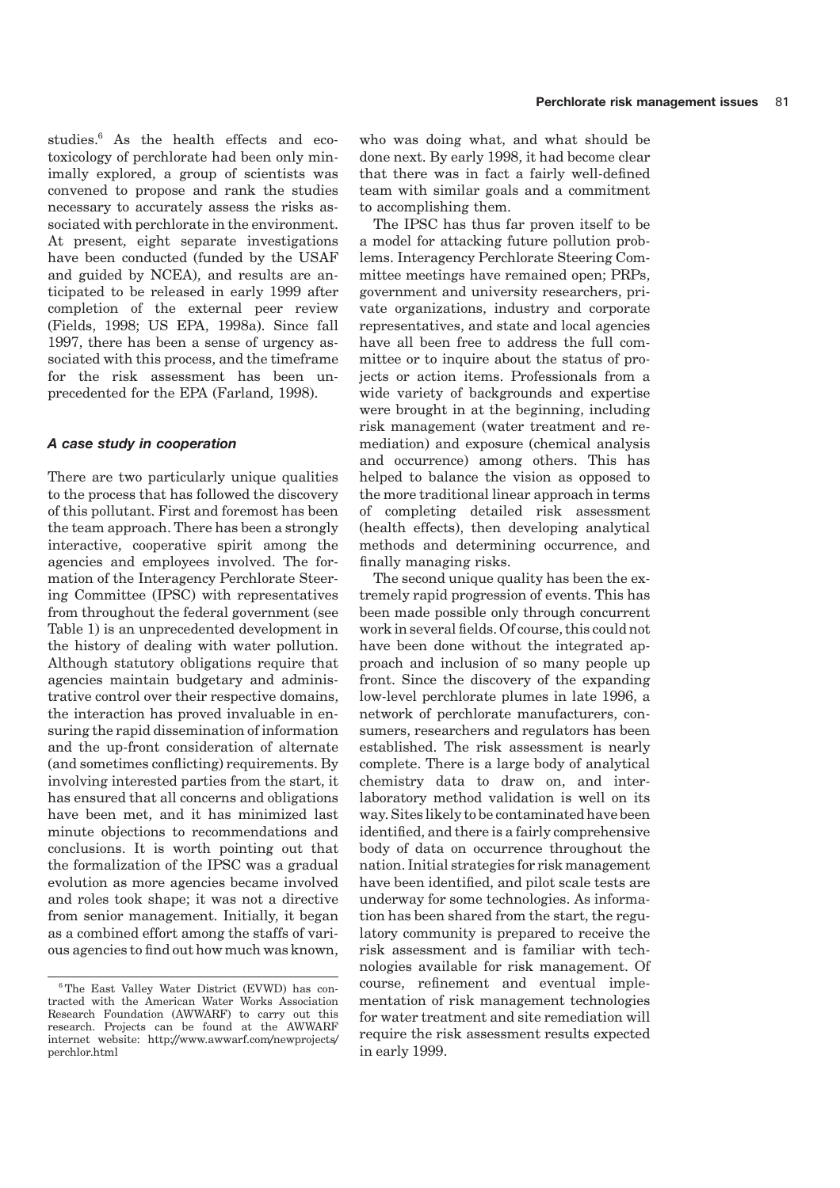studies.[6] As the health effects and ecotoxicology of perchlorate had been only minimally explored, a group of scientists was convened to propose and rank the studies necessary to accurately assess the risks associated with perchlorate in the environment. At present, eight separate investigations have been conducted (funded by the USAF and guided by NCEA), and results are anticipated to be released in early 1999 after completion of the external peer review (Fields, 1998; US EPA, 1998a). Since fall 1997, there has been a sense of urgency associated with this process, and the timeframe for the risk assessment has been unprecedented for the EPA (Farland, 1998).

### *A case study in cooperation*

There are two particularly unique qualities to the process that has followed the discovery of this pollutant. First and foremost has been the team approach. There has been a strongly interactive, cooperative spirit among the agencies and employees involved. The formation of the Interagency Perchlorate Steering Committee (IPSC) with representatives from throughout the federal government (see Table 1) is an unprecedented development in the history of dealing with water pollution. Although statutory obligations require that agencies maintain budgetary and administrative control over their respective domains, the interaction has proved invaluable in ensuring the rapid dissemination of information and the up-front consideration of alternate (and sometimes conflicting) requirements. By involving interested parties from the start, it has ensured that all concerns and obligations have been met, and it has minimized last minute objections to recommendations and conclusions. It is worth pointing out that the formalization of the IPSC was a gradual evolution as more agencies became involved and roles took shape; it was not a directive from senior management. Initially, it began as a combined effort among the staffs of various agencies to find out how much was known, who was doing what, and what should be done next. By early 1998, it had become clear that there was in fact a fairly well-defined team with similar goals and a commitment to accomplishing them.

The IPSC has thus far proven itself to be a model for attacking future pollution problems. Interagency Perchlorate Steering Committee meetings have remained open; PRPs, government and university researchers, private organizations, industry and corporate representatives, and state and local agencies have all been free to address the full committee or to inquire about the status of projects or action items. Professionals from a wide variety of backgrounds and expertise were brought in at the beginning, including risk management (water treatment and remediation) and exposure (chemical analysis and occurrence) among others. This has helped to balance the vision as opposed to the more traditional linear approach in terms of completing detailed risk assessment (health effects), then developing analytical methods and determining occurrence, and finally managing risks.

The second unique quality has been the extremely rapid progression of events. This has been made possible only through concurrent work in several fields. Of course, this could not have been done without the integrated approach and inclusion of so many people up front. Since the discovery of the expanding low-level perchlorate plumes in late 1996, a network of perchlorate manufacturers, consumers, researchers and regulators has been established. The risk assessment is nearly complete. There is a large body of analytical chemistry data to draw on, and interlaboratory method validation is well on its way. Sites likely to be contaminated have been identified, and there is a fairly comprehensive body of data on occurrence throughout the nation. Initial strategies for risk management have been identified, and pilot scale tests are underway for some technologies. As information has been shared from the start, the regulatory community is prepared to receive the risk assessment and is familiar with technologies available for risk management. Of course, refinement and eventual implementation of risk management technologies for water treatment and site remediation will require the risk assessment results expected in early 1999.

---

[6] The East Valley Water District (EVWD) has contracted with the American Water Works Association Research Foundation (AWWARF) to carry out this research. Projects can be found at the AWWARF internet website: http://www.awwarf.com/newprojects/perchlor.html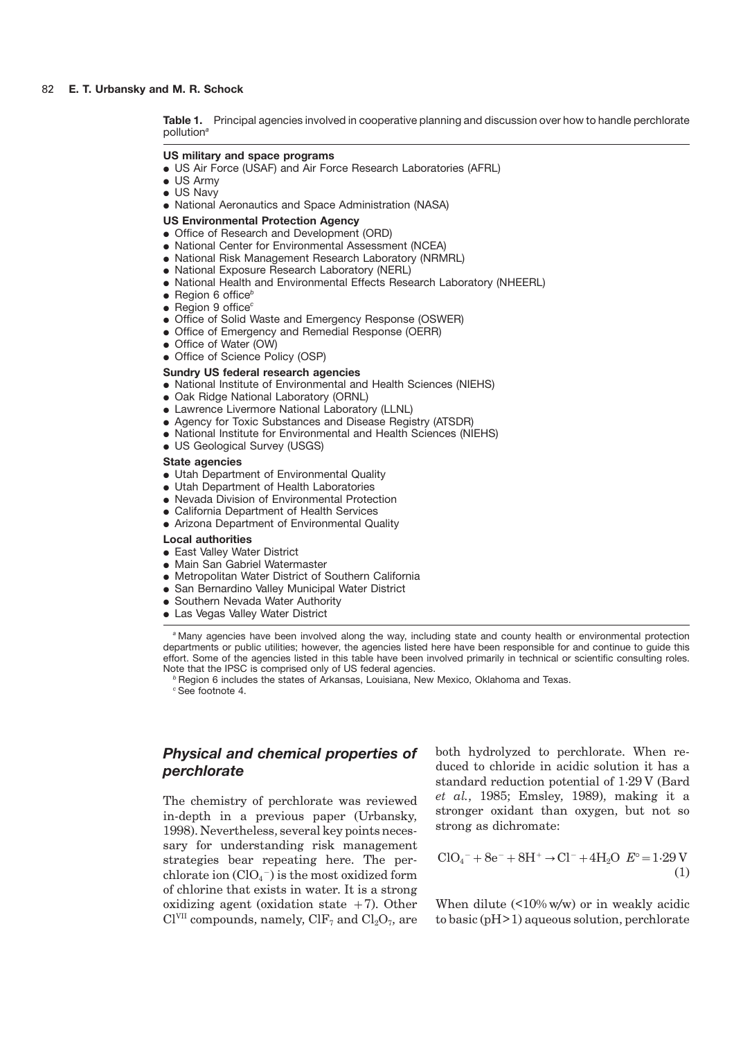**Table 1.** Principal agencies involved in cooperative planning and discussion over how to handle perchlorate pollution[a]

**US military and space programs**

- US Air Force (USAF) and Air Force Research Laboratories (AFRL)
- US Army
- US Navy
- National Aeronautics and Space Administration (NASA)

**US Environmental Protection Agency**

- Office of Research and Development (ORD)
- National Center for Environmental Assessment (NCEA)
- National Risk Management Research Laboratory (NRMRL)
- National Exposure Research Laboratory (NERL)
- National Health and Environmental Effects Research Laboratory (NHEERL)
- Region 6 office[b]
- Region 9 office[c]
- Office of Solid Waste and Emergency Response (OSWER)
- Office of Emergency and Remedial Response (OERR)
- Office of Water (OW)
- Office of Science Policy (OSP)

**Sundry US federal research agencies**

- National Institute of Environmental and Health Sciences (NIEHS)
- Oak Ridge National Laboratory (ORNL)
- Lawrence Livermore National Laboratory (LLNL)
- Agency for Toxic Substances and Disease Registry (ATSDR)
- National Institute for Environmental and Health Sciences (NIEHS)
- US Geological Survey (USGS)

**State agencies**

- Utah Department of Environmental Quality
- Utah Department of Health Laboratories
- Nevada Division of Environmental Protection
- California Department of Health Services
- Arizona Department of Environmental Quality

**Local authorities**

- East Valley Water District
- Main San Gabriel Watermaster
- Metropolitan Water District of Southern California
- San Bernardino Valley Municipal Water District
- Southern Nevada Water Authority
- Las Vegas Valley Water District

[a] Many agencies have been involved along the way, including state and county health or environmental protection departments or public utilities; however, the agencies listed here have been responsible for and continue to guide this effort. Some of the agencies listed in this table have been involved primarily in technical or scientific consulting roles. Note that the IPSC is comprised only of US federal agencies.

[b] Region 6 includes the states of Arkansas, Louisiana, New Mexico, Oklahoma and Texas.

[c] See footnote 4.

## Physical and chemical properties of perchlorate

The chemistry of perchlorate was reviewed in-depth in a previous paper (Urbansky, 1998). Nevertheless, several key points necessary for understanding risk management strategies bear repeating here. The perchlorate ion ($ClO_4^-$) is the most oxidized form of chlorine that exists in water. It is a strong oxidizing agent (oxidation state +7). Other $Cl^{VII}$ compounds, namely, $ClF_7$ and $Cl_2O_7$, are both hydrolyzed to perchlorate. When reduced to chloride in acidic solution it has a standard reduction potential of 1·29 V (Bard *et al.*, 1985; Emsley, 1989), making it a stronger oxidant than oxygen, but not so strong as dichromate:

$$ClO_4^- + 8e^- + 8H^+ \rightarrow Cl^- + 4H_2O \quad E^\circ = 1{\cdot}29\,\text{V} \tag{1}$$

When dilute (<10% w/w) or in weakly acidic to basic (pH>1) aqueous solution, perchlorate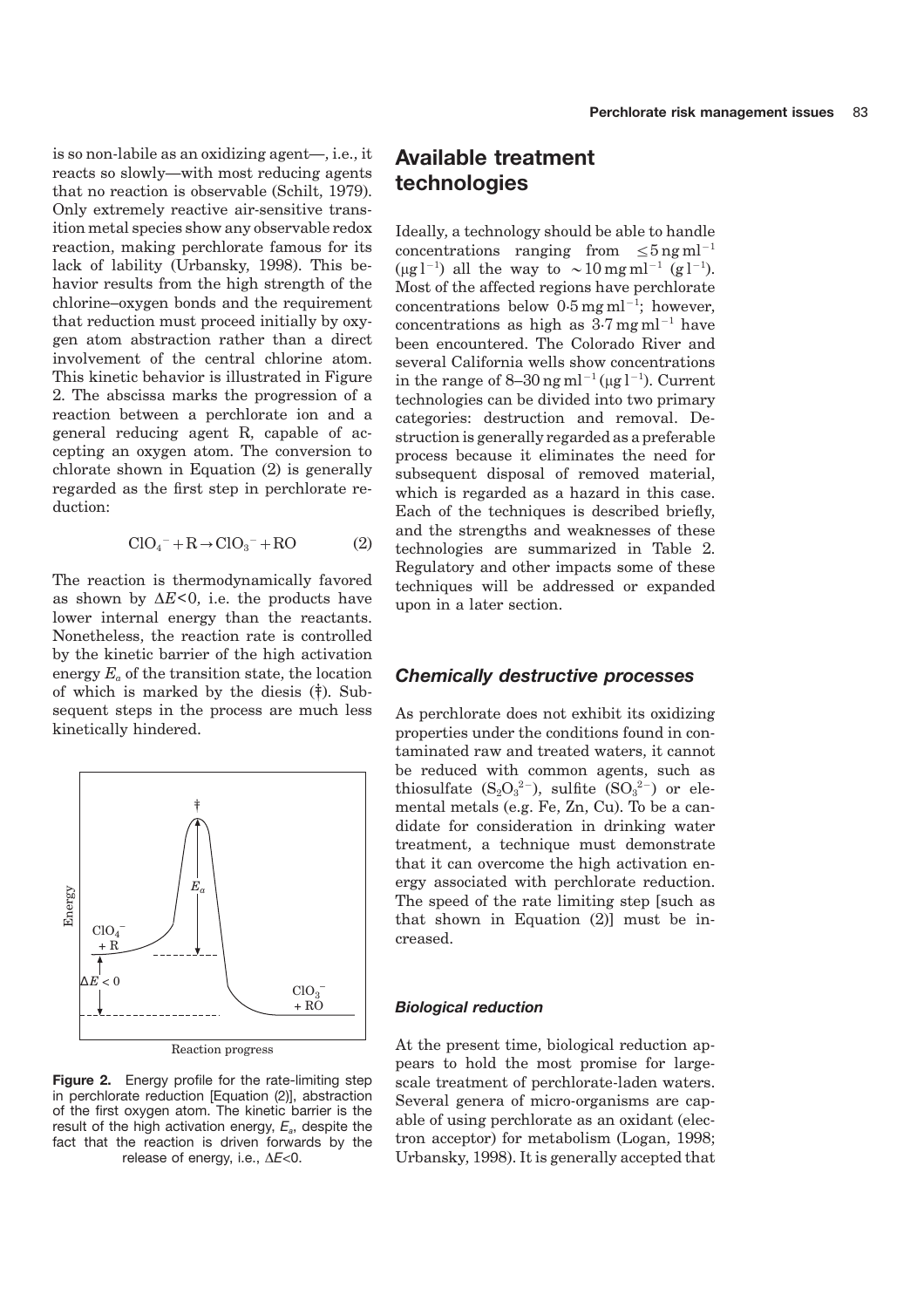is so non-labile as an oxidizing agent—, i.e., it reacts so slowly—with most reducing agents that no reaction is observable (Schilt, 1979). Only extremely reactive air-sensitive transition metal species show any observable redox reaction, making perchlorate famous for its lack of lability (Urbansky, 1998). This behavior results from the high strength of the chlorine–oxygen bonds and the requirement that reduction must proceed initially by oxygen atom abstraction rather than a direct involvement of the central chlorine atom. This kinetic behavior is illustrated in Figure 2. The abscissa marks the progression of a reaction between a perchlorate ion and a general reducing agent R, capable of accepting an oxygen atom. The conversion to chlorate shown in Equation (2) is generally regarded as the first step in perchlorate reduction:

$$ClO_4^- + R \rightarrow ClO_3^- + RO \qquad (2)$$

The reaction is thermodynamically favored as shown by $\Delta E<0$, i.e. the products have lower internal energy than the reactants. Nonetheless, the reaction rate is controlled by the kinetic barrier of the high activation energy $E_a$ of the transition state, the location of which is marked by the diesis (‡). Subsequent steps in the process are much less kinetically hindered.

**Figure 2.** Energy profile for the rate-limiting step in perchlorate reduction [Equation (2)], abstraction of the first oxygen atom. The kinetic barrier is the result of the high activation energy, $E_a$, despite the fact that the reaction is driven forwards by the release of energy, i.e., $\Delta E<0$.

## Available treatment technologies

Ideally, a technology should be able to handle concentrations ranging from $\leq 5\,\text{ng ml}^{-1}$ ($\mu\text{g l}^{-1}$) all the way to $\sim 10\,\text{mg ml}^{-1}$ ($\text{g l}^{-1}$). Most of the affected regions have perchlorate concentrations below $0{\cdot}5\,\text{mg ml}^{-1}$; however, concentrations as high as $3{\cdot}7\,\text{mg ml}^{-1}$ have been encountered. The Colorado River and several California wells show concentrations in the range of 8–30 $\text{ng ml}^{-1}$ ($\mu\text{g l}^{-1}$). Current technologies can be divided into two primary categories: destruction and removal. Destruction is generally regarded as a preferable process because it eliminates the need for subsequent disposal of removed material, which is regarded as a hazard in this case. Each of the techniques is described briefly, and the strengths and weaknesses of these technologies are summarized in Table 2. Regulatory and other impacts some of these techniques will be addressed or expanded upon in a later section.

### *Chemically destructive processes*

As perchlorate does not exhibit its oxidizing properties under the conditions found in contaminated raw and treated waters, it cannot be reduced with common agents, such as thiosulfate ($S_2O_3^{2-}$), sulfite ($SO_3^{2-}$) or elemental metals (e.g. Fe, Zn, Cu). To be a candidate for consideration in drinking water treatment, a technique must demonstrate that it can overcome the high activation energy associated with perchlorate reduction. The speed of the rate limiting step [such as that shown in Equation (2)] must be increased.

#### *Biological reduction*

At the present time, biological reduction appears to hold the most promise for large-scale treatment of perchlorate-laden waters. Several genera of micro-organisms are capable of using perchlorate as an oxidant (electron acceptor) for metabolism (Logan, 1998; Urbansky, 1998). It is generally accepted that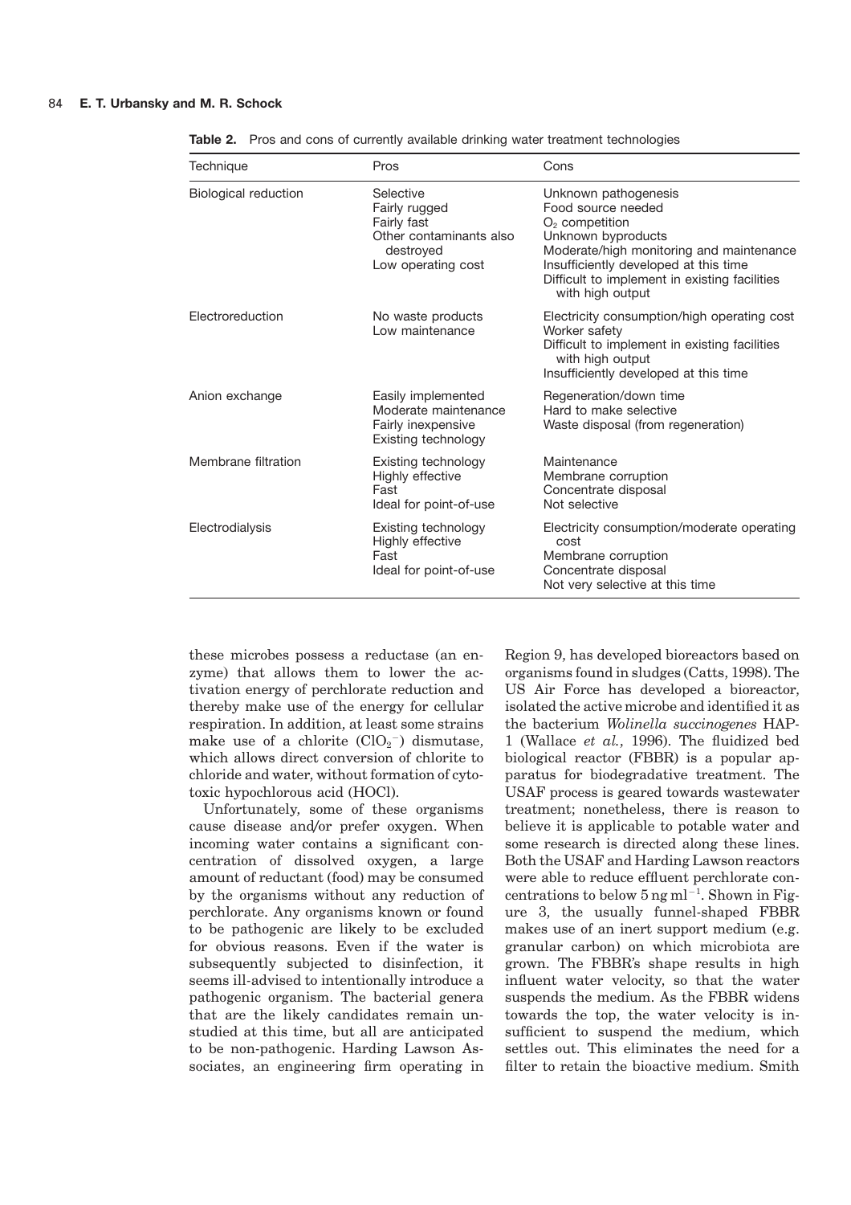**Table 2.** Pros and cons of currently available drinking water treatment technologies

| Technique | Pros | Cons |
|---|---|---|
| Biological reduction | Selective<br>Fairly rugged<br>Fairly fast<br>Other contaminants also destroyed<br>Low operating cost | Unknown pathogenesis<br>Food source needed<br>$O_2$ competition<br>Unknown byproducts<br>Moderate/high monitoring and maintenance<br>Insufficiently developed at this time<br>Difficult to implement in existing facilities with high output |
| Electroreduction | No waste products<br>Low maintenance | Electricity consumption/high operating cost<br>Worker safety<br>Difficult to implement in existing facilities with high output<br>Insufficiently developed at this time |
| Anion exchange | Easily implemented<br>Moderate maintenance<br>Fairly inexpensive<br>Existing technology | Regeneration/down time<br>Hard to make selective<br>Waste disposal (from regeneration) |
| Membrane filtration | Existing technology<br>Highly effective<br>Fast<br>Ideal for point-of-use | Maintenance<br>Membrane corruption<br>Concentrate disposal<br>Not selective |
| Electrodialysis | Existing technology<br>Highly effective<br>Fast<br>Ideal for point-of-use | Electricity consumption/moderate operating cost<br>Membrane corruption<br>Concentrate disposal<br>Not very selective at this time |

these microbes possess a reductase (an enzyme) that allows them to lower the activation energy of perchlorate reduction and thereby make use of the energy for cellular respiration. In addition, at least some strains make use of a chlorite ($ClO_2^-$) dismutase, which allows direct conversion of chlorite to chloride and water, without formation of cytotoxic hypochlorous acid (HOCl).

Unfortunately, some of these organisms cause disease and/or prefer oxygen. When incoming water contains a significant concentration of dissolved oxygen, a large amount of reductant (food) may be consumed by the organisms without any reduction of perchlorate. Any organisms known or found to be pathogenic are likely to be excluded for obvious reasons. Even if the water is subsequently subjected to disinfection, it seems ill-advised to intentionally introduce a pathogenic organism. The bacterial genera that are the likely candidates remain unstudied at this time, but all are anticipated to be non-pathogenic. Harding Lawson Associates, an engineering firm operating in Region 9, has developed bioreactors based on organisms found in sludges (Catts, 1998). The US Air Force has developed a bioreactor, isolated the active microbe and identified it as the bacterium *Wolinella succinogenes* HAP-1 (Wallace *et al.*, 1996). The fluidized bed biological reactor (FBBR) is a popular apparatus for biodegradative treatment. The USAF process is geared towards wastewater treatment; nonetheless, there is reason to believe it is applicable to potable water and some research is directed along these lines. Both the USAF and Harding Lawson reactors were able to reduce effluent perchlorate concentrations to below $5\ \text{ng ml}^{-1}$. Shown in Figure 3, the usually funnel-shaped FBBR makes use of an inert support medium (e.g. granular carbon) on which microbiota are grown. The FBBR's shape results in high influent water velocity, so that the water suspends the medium. As the FBBR widens towards the top, the water velocity is insufficient to suspend the medium, which settles out. This eliminates the need for a filter to retain the bioactive medium. Smith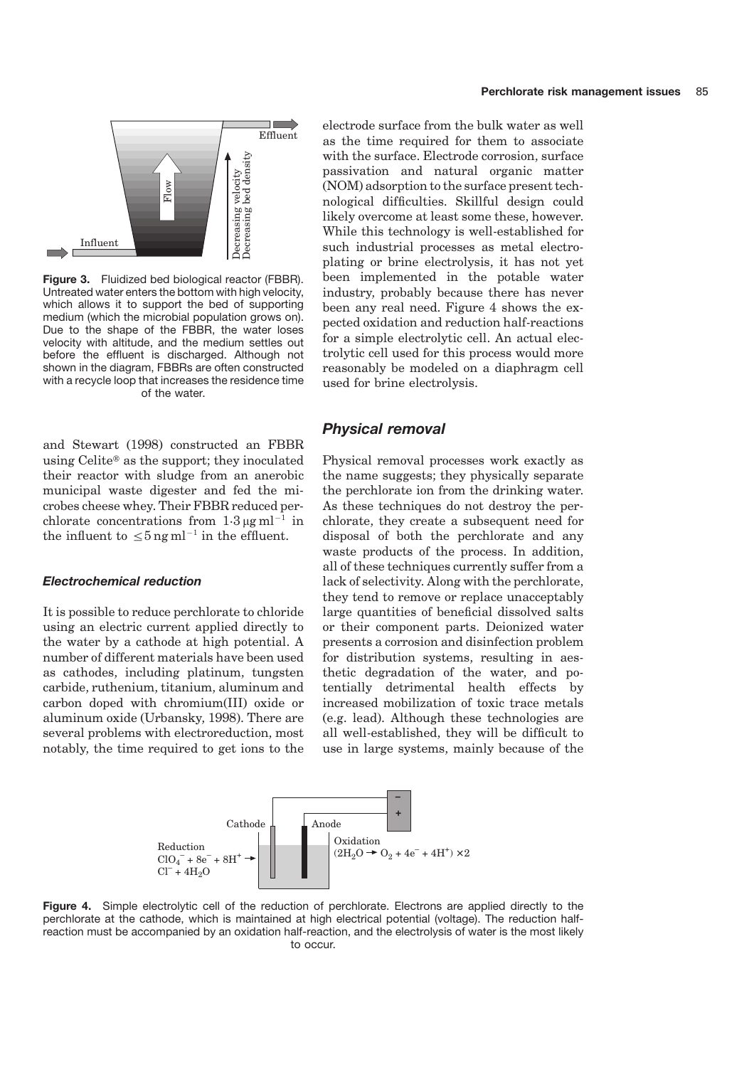Figure 3. Fluidized bed biological reactor (FBBR). Untreated water enters the bottom with high velocity, which allows it to support the bed of supporting medium (which the microbial population grows on). Due to the shape of the FBBR, the water loses velocity with altitude, and the medium settles out before the effluent is discharged. Although not shown in the diagram, FBBRs are often constructed with a recycle loop that increases the residence time of the water.

and Stewart (1998) constructed an FBBR using Celite® as the support; they inoculated their reactor with sludge from an anerobic municipal waste digester and fed the microbes cheese whey. Their FBBR reduced perchlorate concentrations from $1{\cdot}3\,\mu g\,ml^{-1}$ in the influent to $\leq 5\,ng\,ml^{-1}$ in the effluent.

### *Electrochemical reduction*

It is possible to reduce perchlorate to chloride using an electric current applied directly to the water by a cathode at high potential. A number of different materials have been used as cathodes, including platinum, tungsten carbide, ruthenium, titanium, aluminum and carbon doped with chromium(III) oxide or aluminum oxide (Urbansky, 1998). There are several problems with electroreduction, most notably, the time required to get ions to the electrode surface from the bulk water as well as the time required for them to associate with the surface. Electrode corrosion, surface passivation and natural organic matter (NOM) adsorption to the surface present technological difficulties. Skillful design could likely overcome at least some these, however. While this technology is well-established for such industrial processes as metal electroplating or brine electrolysis, it has not yet been implemented in the potable water industry, probably because there has never been any real need. Figure 4 shows the expected oxidation and reduction half-reactions for a simple electrolytic cell. An actual electrolytic cell used for this process would more reasonably be modeled on a diaphragm cell used for brine electrolysis.

## *Physical removal*

Physical removal processes work exactly as the name suggests; they physically separate the perchlorate ion from the drinking water. As these techniques do not destroy the perchlorate, they create a subsequent need for disposal of both the perchlorate and any waste products of the process. In addition, all of these techniques currently suffer from a lack of selectivity. Along with the perchlorate, they tend to remove or replace unacceptably large quantities of beneficial dissolved salts or their component parts. Deionized water presents a corrosion and disinfection problem for distribution systems, resulting in aesthetic degradation of the water, and potentially detrimental health effects by increased mobilization of toxic trace metals (e.g. lead). Although these technologies are all well-established, they will be difficult to use in large systems, mainly because of the

Figure 4. Simple electrolytic cell of the reduction of perchlorate. Electrons are applied directly to the perchlorate at the cathode, which is maintained at high electrical potential (voltage). The reduction half-reaction must be accompanied by an oxidation half-reaction, and the electrolysis of water is the most likely to occur.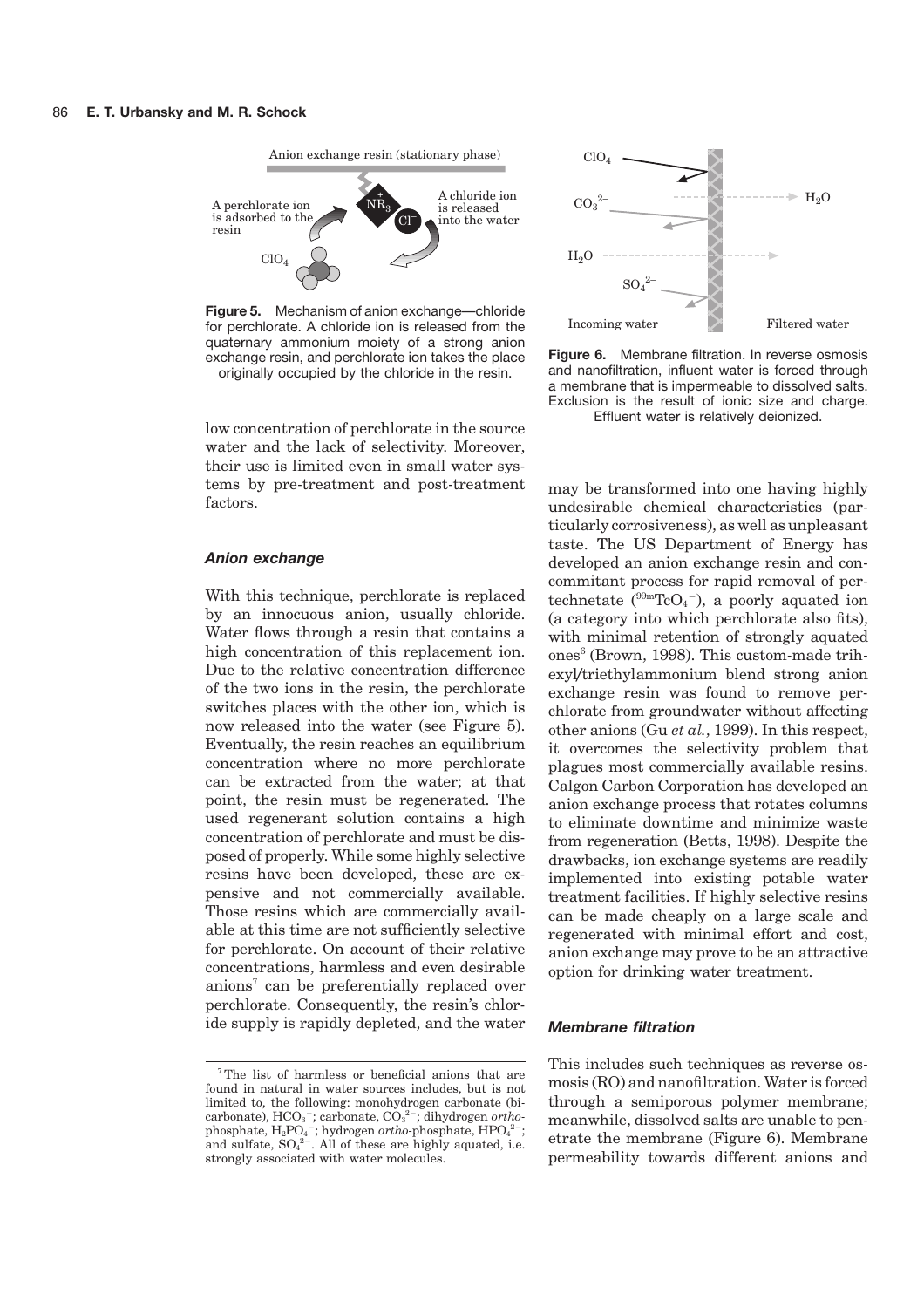Figure 5. Mechanism of anion exchange—chloride for perchlorate. A chloride ion is released from the quaternary ammonium moiety of a strong anion exchange resin, and perchlorate ion takes the place originally occupied by the chloride in the resin.

Figure 6. Membrane filtration. In reverse osmosis and nanofiltration, influent water is forced through a membrane that is impermeable to dissolved salts. Exclusion is the result of ionic size and charge. Effluent water is relatively deionized.

low concentration of perchlorate in the source water and the lack of selectivity. Moreover, their use is limited even in small water systems by pre-treatment and post-treatment factors.

### *Anion exchange*

With this technique, perchlorate is replaced by an innocuous anion, usually chloride. Water flows through a resin that contains a high concentration of this replacement ion. Due to the relative concentration difference of the two ions in the resin, the perchlorate switches places with the other ion, which is now released into the water (see Figure 5). Eventually, the resin reaches an equilibrium concentration where no more perchlorate can be extracted from the water; at that point, the resin must be regenerated. The used regenerant solution contains a high concentration of perchlorate and must be disposed of properly. While some highly selective resins have been developed, these are expensive and not commercially available. Those resins which are commercially available at this time are not sufficiently selective for perchlorate. On account of their relative concentrations, harmless and even desirable anions[7] can be preferentially replaced over perchlorate. Consequently, the resin's chloride supply is rapidly depleted, and the water may be transformed into one having highly undesirable chemical characteristics (particularly corrosiveness), as well as unpleasant taste. The US Department of Energy has developed an anion exchange resin and concommitant process for rapid removal of pertechnetate ($^{99m}TcO_4^-$), a poorly aquated ion (a category into which perchlorate also fits), with minimal retention of strongly aquated ones[6] (Brown, 1998). This custom-made trihexyl/triethylammonium blend strong anion exchange resin was found to remove perchlorate from groundwater without affecting other anions (Gu *et al.*, 1999). In this respect, it overcomes the selectivity problem that plagues most commercially available resins. Calgon Carbon Corporation has developed an anion exchange process that rotates columns to eliminate downtime and minimize waste from regeneration (Betts, 1998). Despite the drawbacks, ion exchange systems are readily implemented into existing potable water treatment facilities. If highly selective resins can be made cheaply on a large scale and regenerated with minimal effort and cost, anion exchange may prove to be an attractive option for drinking water treatment.

### *Membrane filtration*

This includes such techniques as reverse osmosis (RO) and nanofiltration. Water is forced through a semiporous polymer membrane; meanwhile, dissolved salts are unable to penetrate the membrane (Figure 6). Membrane permeability towards different anions and

[7] The list of harmless or beneficial anions that are found in natural in water sources includes, but is not limited to, the following: monohydrogen carbonate (bicarbonate), $HCO_3^-$; carbonate, $CO_3^{2-}$; dihydrogen *ortho*-phosphate, $H_2PO_4^-$; hydrogen *ortho*-phosphate, $HPO_4^{2-}$; and sulfate, $SO_4^{2-}$. All of these are highly aquated, i.e. strongly associated with water molecules.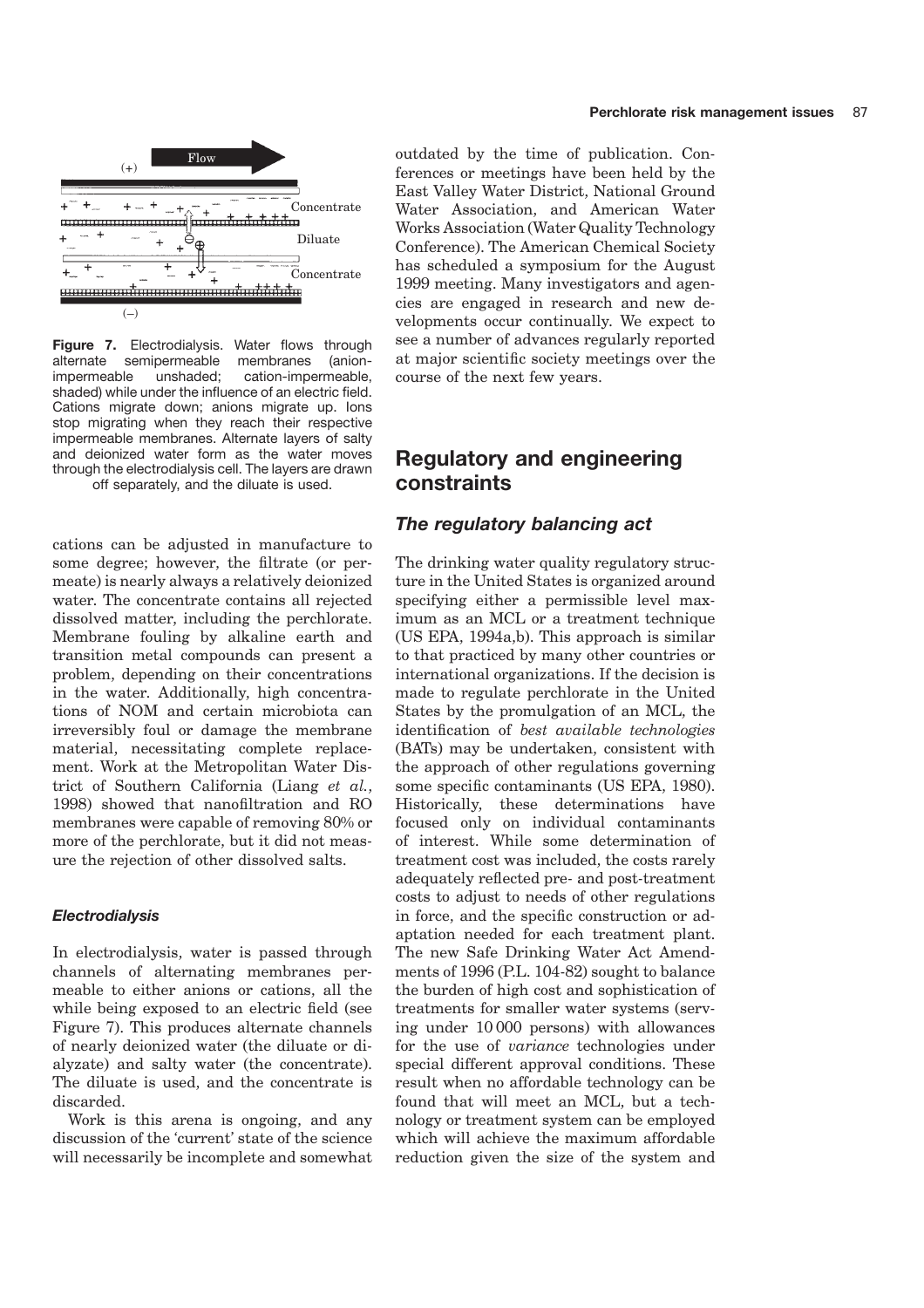**Figure 7.** Electrodialysis. Water flows through alternate semipermeable membranes (anion-impermeable unshaded; cation-impermeable, shaded) while under the influence of an electric field. Cations migrate down; anions migrate up. Ions stop migrating when they reach their respective impermeable membranes. Alternate layers of salty and deionized water form as the water moves through the electrodialysis cell. The layers are drawn off separately, and the diluate is used.

cations can be adjusted in manufacture to some degree; however, the filtrate (or permeate) is nearly always a relatively deionized water. The concentrate contains all rejected dissolved matter, including the perchlorate. Membrane fouling by alkaline earth and transition metal compounds can present a problem, depending on their concentrations in the water. Additionally, high concentrations of NOM and certain microbiota can irreversibly foul or damage the membrane material, necessitating complete replacement. Work at the Metropolitan Water District of Southern California (Liang *et al.*, 1998) showed that nanofiltration and RO membranes were capable of removing 80% or more of the perchlorate, but it did not measure the rejection of other dissolved salts.

### *Electrodialysis*

In electrodialysis, water is passed through channels of alternating membranes permeable to either anions or cations, all the while being exposed to an electric field (see Figure 7). This produces alternate channels of nearly deionized water (the diluate or dialyzate) and salty water (the concentrate). The diluate is used, and the concentrate is discarded.

Work is this arena is ongoing, and any discussion of the 'current' state of the science will necessarily be incomplete and somewhat outdated by the time of publication. Conferences or meetings have been held by the East Valley Water District, National Ground Water Association, and American Water Works Association (Water Quality Technology Conference). The American Chemical Society has scheduled a symposium for the August 1999 meeting. Many investigators and agencies are engaged in research and new developments occur continually. We expect to see a number of advances regularly reported at major scientific society meetings over the course of the next few years.

## Regulatory and engineering constraints

### *The regulatory balancing act*

The drinking water quality regulatory structure in the United States is organized around specifying either a permissible level maximum as an MCL or a treatment technique (US EPA, 1994a,b). This approach is similar to that practiced by many other countries or international organizations. If the decision is made to regulate perchlorate in the United States by the promulgation of an MCL, the identification of *best available technologies* (BATs) may be undertaken, consistent with the approach of other regulations governing some specific contaminants (US EPA, 1980). Historically, these determinations have focused only on individual contaminants of interest. While some determination of treatment cost was included, the costs rarely adequately reflected pre- and post-treatment costs to adjust to needs of other regulations in force, and the specific construction or adaptation needed for each treatment plant. The new Safe Drinking Water Act Amendments of 1996 (P.L. 104-82) sought to balance the burden of high cost and sophistication of treatments for smaller water systems (serving under 10 000 persons) with allowances for the use of *variance* technologies under special different approval conditions. These result when no affordable technology can be found that will meet an MCL, but a technology or treatment system can be employed which will achieve the maximum affordable reduction given the size of the system and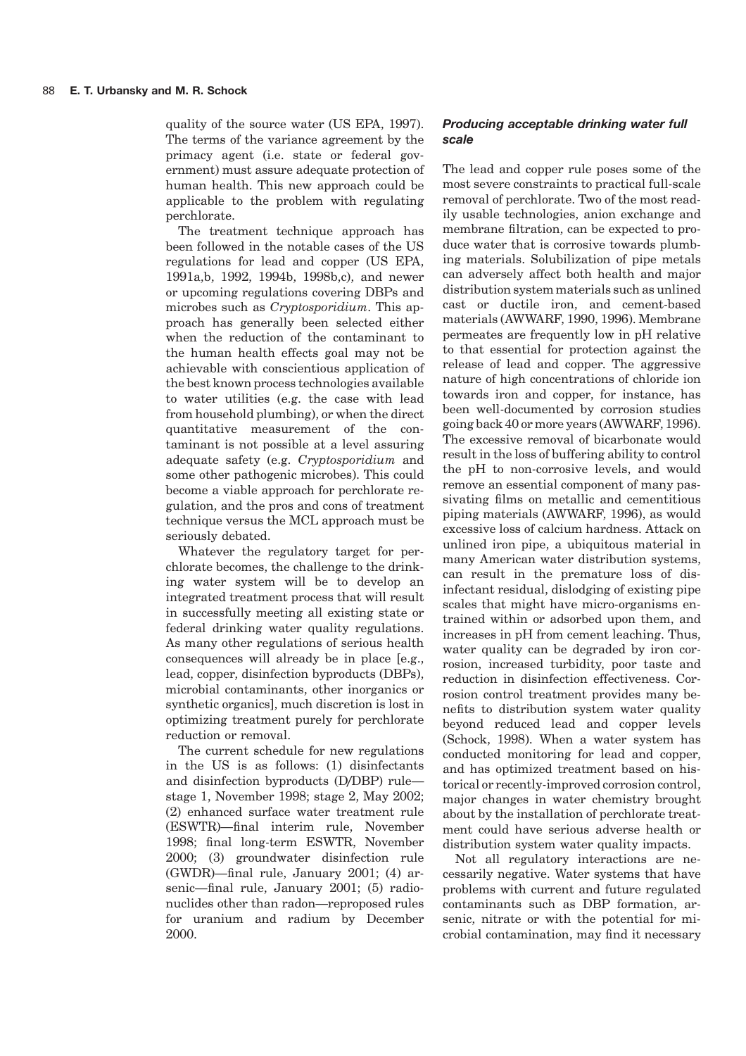quality of the source water (US EPA, 1997). The terms of the variance agreement by the primacy agent (i.e. state or federal government) must assure adequate protection of human health. This new approach could be applicable to the problem with regulating perchlorate.

The treatment technique approach has been followed in the notable cases of the US regulations for lead and copper (US EPA, 1991a,b, 1992, 1994b, 1998b,c), and newer or upcoming regulations covering DBPs and microbes such as *Cryptosporidium*. This approach has generally been selected either when the reduction of the contaminant to the human health effects goal may not be achievable with conscientious application of the best known process technologies available to water utilities (e.g. the case with lead from household plumbing), or when the direct quantitative measurement of the contaminant is not possible at a level assuring adequate safety (e.g. *Cryptosporidium* and some other pathogenic microbes). This could become a viable approach for perchlorate regulation, and the pros and cons of treatment technique versus the MCL approach must be seriously debated.

Whatever the regulatory target for perchlorate becomes, the challenge to the drinking water system will be to develop an integrated treatment process that will result in successfully meeting all existing state or federal drinking water quality regulations. As many other regulations of serious health consequences will already be in place [e.g., lead, copper, disinfection byproducts (DBPs), microbial contaminants, other inorganics or synthetic organics], much discretion is lost in optimizing treatment purely for perchlorate reduction or removal.

The current schedule for new regulations in the US is as follows: (1) disinfectants and disinfection byproducts (D/DBP) rule—stage 1, November 1998; stage 2, May 2002; (2) enhanced surface water treatment rule (ESWTR)—final interim rule, November 1998; final long-term ESWTR, November 2000; (3) groundwater disinfection rule (GWDR)—final rule, January 2001; (4) arsenic—final rule, January 2001; (5) radionuclides other than radon—reproposed rules for uranium and radium by December 2000.

### *Producing acceptable drinking water full scale*

The lead and copper rule poses some of the most severe constraints to practical full-scale removal of perchlorate. Two of the most readily usable technologies, anion exchange and membrane filtration, can be expected to produce water that is corrosive towards plumbing materials. Solubilization of pipe metals can adversely affect both health and major distribution system materials such as unlined cast or ductile iron, and cement-based materials (AWWARF, 1990, 1996). Membrane permeates are frequently low in pH relative to that essential for protection against the release of lead and copper. The aggressive nature of high concentrations of chloride ion towards iron and copper, for instance, has been well-documented by corrosion studies going back 40 or more years (AWWARF, 1996). The excessive removal of bicarbonate would result in the loss of buffering ability to control the pH to non-corrosive levels, and would remove an essential component of many passivating films on metallic and cementitious piping materials (AWWARF, 1996), as would excessive loss of calcium hardness. Attack on unlined iron pipe, a ubiquitous material in many American water distribution systems, can result in the premature loss of disinfectant residual, dislodging of existing pipe scales that might have micro-organisms entrained within or adsorbed upon them, and increases in pH from cement leaching. Thus, water quality can be degraded by iron corrosion, increased turbidity, poor taste and reduction in disinfection effectiveness. Corrosion control treatment provides many benefits to distribution system water quality beyond reduced lead and copper levels (Schock, 1998). When a water system has conducted monitoring for lead and copper, and has optimized treatment based on historical or recently-improved corrosion control, major changes in water chemistry brought about by the installation of perchlorate treatment could have serious adverse health or distribution system water quality impacts.

Not all regulatory interactions are necessarily negative. Water systems that have problems with current and future regulated contaminants such as DBP formation, arsenic, nitrate or with the potential for microbial contamination, may find it necessary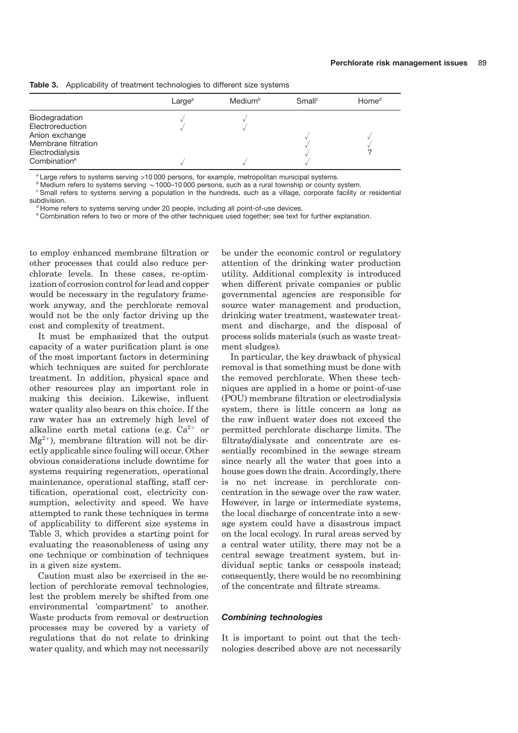**Table 3.** Applicability of treatment technologies to different size systems

| | Large[a] | Medium[b] | Small[c] | Home[d] |
|---|---|---|---|---|
| Biodegradation | √ | √ | | |
| Electroreduction | √ | √ | | |
| Anion exchange | | | √ | √ |
| Membrane filtration | | | √ | √ |
| Electrodialysis | | | √ | ? |
| Combination[e] | √ | √ | √ | |

[a] Large refers to systems serving >10 000 persons, for example, metropolitan municipal systems.
[b] Medium refers to systems serving ~1000–10 000 persons, such as a rural township or county system.
[c] Small refers to systems serving a population in the hundreds, such as a village, corporate facility or residential subdivision.
[d] Home refers to systems serving under 20 people, including all point-of-use devices.
[e] Combination refers to two or more of the other techniques used together; see text for further explanation.

to employ enhanced membrane filtration or other processes that could also reduce perchlorate levels. In these cases, re-optimization of corrosion control for lead and copper would be necessary in the regulatory framework anyway, and the perchlorate removal would not be the only factor driving up the cost and complexity of treatment.

It must be emphasized that the output capacity of a water purification plant is one of the most important factors in determining which techniques are suited for perchlorate treatment. In addition, physical space and other resources play an important role in making this decision. Likewise, influent water quality also bears on this choice. If the raw water has an extremely high level of alkaline earth metal cations (e.g. $Ca^{2+}$ or $Mg^{2+}$), membrane filtration will not be directly applicable since fouling will occur. Other obvious considerations include downtime for systems requiring regeneration, operational maintenance, operational staffing, staff certification, operational cost, electricity consumption, selectivity and speed. We have attempted to rank these techniques in terms of applicability to different size systems in Table 3, which provides a starting point for evaluating the reasonableness of using any one technique or combination of techniques in a given size system.

Caution must also be exercised in the selection of perchlorate removal technologies, lest the problem merely be shifted from one environmental 'compartment' to another. Waste products from removal or destruction processes may be covered by a variety of regulations that do not relate to drinking water quality, and which may not necessarily be under the economic control or regulatory attention of the drinking water production utility. Additional complexity is introduced when different private companies or public governmental agencies are responsible for source water management and production, drinking water treatment, wastewater treatment and discharge, and the disposal of process solids materials (such as waste treatment sludges).

In particular, the key drawback of physical removal is that something must be done with the removed perchlorate. When these techniques are applied in a home or point-of-use (POU) membrane filtration or electrodialysis system, there is little concern as long as the raw influent water does not exceed the permitted perchlorate discharge limits. The filtrate/dialysate and concentrate are essentially recombined in the sewage stream since nearly all the water that goes into a house goes down the drain. Accordingly, there is no net increase in perchlorate concentration in the sewage over the raw water. However, in large or intermediate systems, the local discharge of concentrate into a sewage system could have a disastrous impact on the local ecology. In rural areas served by a central water utility, there may not be a central sewage treatment system, but individual septic tanks or cesspools instead; consequently, there would be no recombining of the concentrate and filtrate streams.

### *Combining technologies*

It is important to point out that the technologies described above are not necessarily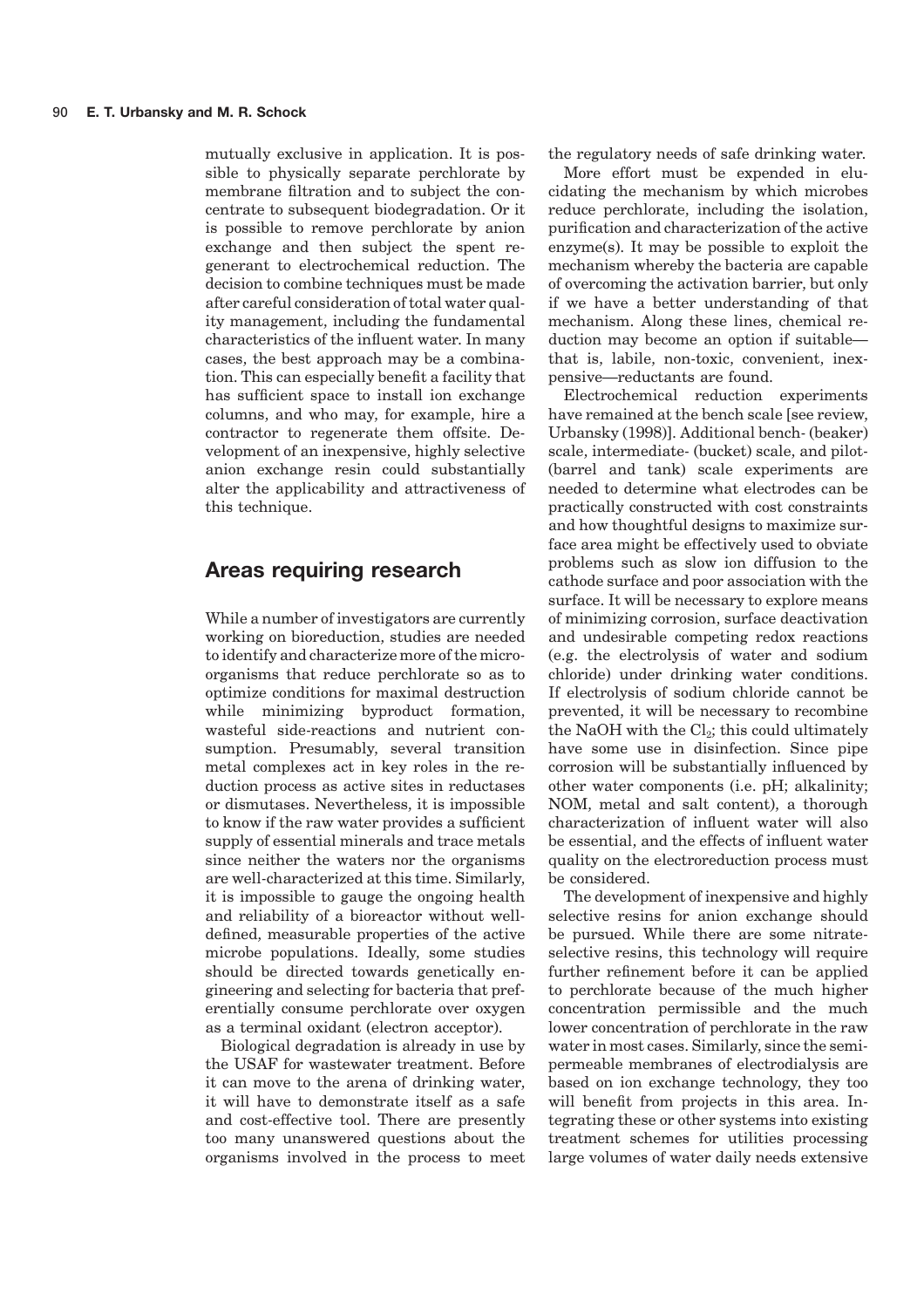mutually exclusive in application. It is possible to physically separate perchlorate by membrane filtration and to subject the concentrate to subsequent biodegradation. Or it is possible to remove perchlorate by anion exchange and then subject the spent regenerant to electrochemical reduction. The decision to combine techniques must be made after careful consideration of total water quality management, including the fundamental characteristics of the influent water. In many cases, the best approach may be a combination. This can especially benefit a facility that has sufficient space to install ion exchange columns, and who may, for example, hire a contractor to regenerate them offsite. Development of an inexpensive, highly selective anion exchange resin could substantially alter the applicability and attractiveness of this technique.

## Areas requiring research

While a number of investigators are currently working on bioreduction, studies are needed to identify and characterize more of the microorganisms that reduce perchlorate so as to optimize conditions for maximal destruction while minimizing byproduct formation, wasteful side-reactions and nutrient consumption. Presumably, several transition metal complexes act in key roles in the reduction process as active sites in reductases or dismutases. Nevertheless, it is impossible to know if the raw water provides a sufficient supply of essential minerals and trace metals since neither the waters nor the organisms are well-characterized at this time. Similarly, it is impossible to gauge the ongoing health and reliability of a bioreactor without well-defined, measurable properties of the active microbe populations. Ideally, some studies should be directed towards genetically engineering and selecting for bacteria that preferentially consume perchlorate over oxygen as a terminal oxidant (electron acceptor).

Biological degradation is already in use by the USAF for wastewater treatment. Before it can move to the arena of drinking water, it will have to demonstrate itself as a safe and cost-effective tool. There are presently too many unanswered questions about the organisms involved in the process to meet the regulatory needs of safe drinking water.

More effort must be expended in elucidating the mechanism by which microbes reduce perchlorate, including the isolation, purification and characterization of the active enzyme(s). It may be possible to exploit the mechanism whereby the bacteria are capable of overcoming the activation barrier, but only if we have a better understanding of that mechanism. Along these lines, chemical reduction may become an option if suitable—that is, labile, non-toxic, convenient, inexpensive—reductants are found.

Electrochemical reduction experiments have remained at the bench scale [see review, Urbansky (1998)]. Additional bench- (beaker) scale, intermediate- (bucket) scale, and pilot- (barrel and tank) scale experiments are needed to determine what electrodes can be practically constructed with cost constraints and how thoughtful designs to maximize surface area might be effectively used to obviate problems such as slow ion diffusion to the cathode surface and poor association with the surface. It will be necessary to explore means of minimizing corrosion, surface deactivation and undesirable competing redox reactions (e.g. the electrolysis of water and sodium chloride) under drinking water conditions. If electrolysis of sodium chloride cannot be prevented, it will be necessary to recombine the NaOH with the $Cl_2$; this could ultimately have some use in disinfection. Since pipe corrosion will be substantially influenced by other water components (i.e. pH; alkalinity; NOM, metal and salt content), a thorough characterization of influent water will also be essential, and the effects of influent water quality on the electroreduction process must be considered.

The development of inexpensive and highly selective resins for anion exchange should be pursued. While there are some nitrate-selective resins, this technology will require further refinement before it can be applied to perchlorate because of the much higher concentration permissible and the much lower concentration of perchlorate in the raw water in most cases. Similarly, since the semipermeable membranes of electrodialysis are based on ion exchange technology, they too will benefit from projects in this area. Integrating these or other systems into existing treatment schemes for utilities processing large volumes of water daily needs extensive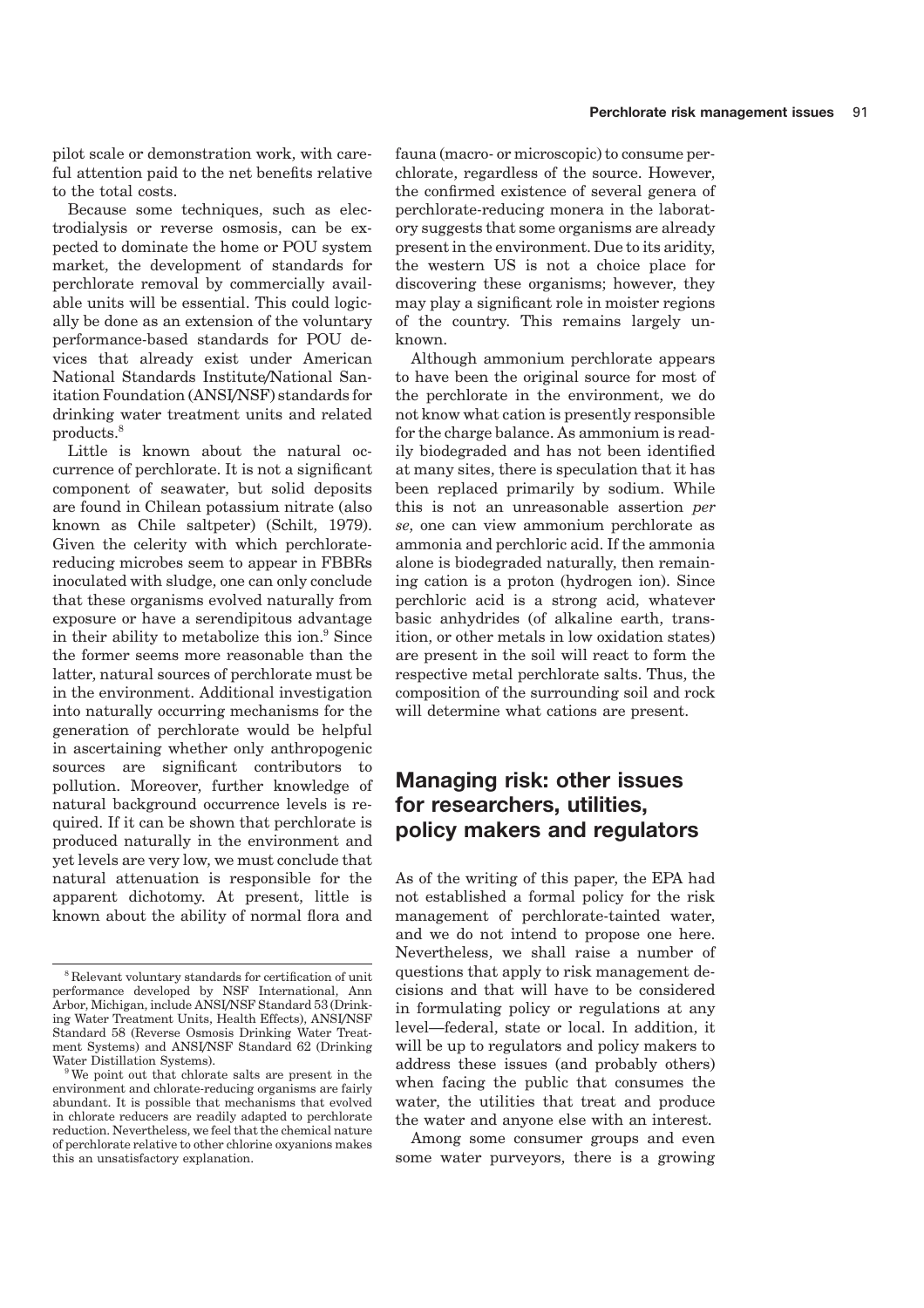pilot scale or demonstration work, with careful attention paid to the net benefits relative to the total costs.

Because some techniques, such as electrodialysis or reverse osmosis, can be expected to dominate the home or POU system market, the development of standards for perchlorate removal by commercially available units will be essential. This could logically be done as an extension of the voluntary performance-based standards for POU devices that already exist under American National Standards Institute/National Sanitation Foundation (ANSI/NSF) standards for drinking water treatment units and related products.[8]

Little is known about the natural occurrence of perchlorate. It is not a significant component of seawater, but solid deposits are found in Chilean potassium nitrate (also known as Chile saltpeter) (Schilt, 1979). Given the celerity with which perchlorate-reducing microbes seem to appear in FBBRs inoculated with sludge, one can only conclude that these organisms evolved naturally from exposure or have a serendipitous advantage in their ability to metabolize this ion.[9] Since the former seems more reasonable than the latter, natural sources of perchlorate must be in the environment. Additional investigation into naturally occurring mechanisms for the generation of perchlorate would be helpful in ascertaining whether only anthropogenic sources are significant contributors to pollution. Moreover, further knowledge of natural background occurrence levels is required. If it can be shown that perchlorate is produced naturally in the environment and yet levels are very low, we must conclude that natural attenuation is responsible for the apparent dichotomy. At present, little is known about the ability of normal flora and fauna (macro- or microscopic) to consume perchlorate, regardless of the source. However, the confirmed existence of several genera of perchlorate-reducing monera in the laboratory suggests that some organisms are already present in the environment. Due to its aridity, the western US is not a choice place for discovering these organisms; however, they may play a significant role in moister regions of the country. This remains largely unknown.

Although ammonium perchlorate appears to have been the original source for most of the perchlorate in the environment, we do not know what cation is presently responsible for the charge balance. As ammonium is readily biodegraded and has not been identified at many sites, there is speculation that it has been replaced primarily by sodium. While this is not an unreasonable assertion *per se*, one can view ammonium perchlorate as ammonia and perchloric acid. If the ammonia alone is biodegraded naturally, then remaining cation is a proton (hydrogen ion). Since perchloric acid is a strong acid, whatever basic anhydrides (of alkaline earth, transition, or other metals in low oxidation states) are present in the soil will react to form the respective metal perchlorate salts. Thus, the composition of the surrounding soil and rock will determine what cations are present.

## Managing risk: other issues for researchers, utilities, policy makers and regulators

As of the writing of this paper, the EPA had not established a formal policy for the risk management of perchlorate-tainted water, and we do not intend to propose one here. Nevertheless, we shall raise a number of questions that apply to risk management decisions and that will have to be considered in formulating policy or regulations at any level—federal, state or local. In addition, it will be up to regulators and policy makers to address these issues (and probably others) when facing the public that consumes the water, the utilities that treat and produce the water and anyone else with an interest.

Among some consumer groups and even some water purveyors, there is a growing

---

[8] Relevant voluntary standards for certification of unit performance developed by NSF International, Ann Arbor, Michigan, include ANSI/NSF Standard 53 (Drinking Water Treatment Units, Health Effects), ANSI/NSF Standard 58 (Reverse Osmosis Drinking Water Treatment Systems) and ANSI/NSF Standard 62 (Drinking Water Distillation Systems).

[9] We point out that chlorate salts are present in the environment and chlorate-reducing organisms are fairly abundant. It is possible that mechanisms that evolved in chlorate reducers are readily adapted to perchlorate reduction. Nevertheless, we feel that the chemical nature of perchlorate relative to other chlorine oxyanions makes this an unsatisfactory explanation.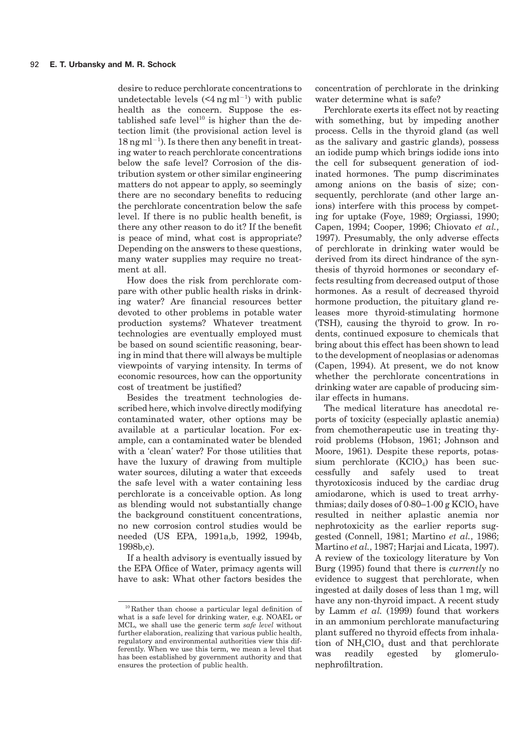desire to reduce perchlorate concentrations to undetectable levels ($<4\,ng\,ml^{-1}$) with public health as the concern. Suppose the established safe level[10] is higher than the detection limit (the provisional action level is $18\,ng\,ml^{-1}$). Is there then any benefit in treating water to reach perchlorate concentrations below the safe level? Corrosion of the distribution system or other similar engineering matters do not appear to apply, so seemingly there are no secondary benefits to reducing the perchlorate concentration below the safe level. If there is no public health benefit, is there any other reason to do it? If the benefit is peace of mind, what cost is appropriate? Depending on the answers to these questions, many water supplies may require no treatment at all.

How does the risk from perchlorate compare with other public health risks in drinking water? Are financial resources better devoted to other problems in potable water production systems? Whatever treatment technologies are eventually employed must be based on sound scientific reasoning, bearing in mind that there will always be multiple viewpoints of varying intensity. In terms of economic resources, how can the opportunity cost of treatment be justified?

Besides the treatment technologies described here, which involve directly modifying contaminated water, other options may be available at a particular location. For example, can a contaminated water be blended with a 'clean' water? For those utilities that have the luxury of drawing from multiple water sources, diluting a water that exceeds the safe level with a water containing less perchlorate is a conceivable option. As long as blending would not substantially change the background constituent concentrations, no new corrosion control studies would be needed (US EPA, 1991a,b, 1992, 1994b, 1998b,c).

If a health advisory is eventually issued by the EPA Office of Water, primacy agents will have to ask: What other factors besides the concentration of perchlorate in the drinking water determine what is safe?

Perchlorate exerts its effect not by reacting with something, but by impeding another process. Cells in the thyroid gland (as well as the salivary and gastric glands), possess an iodide pump which brings iodide ions into the cell for subsequent generation of iodinated hormones. The pump discriminates among anions on the basis of size; consequently, perchlorate (and other large anions) interfere with this process by competing for uptake (Foye, 1989; Orgiassi, 1990; Capen, 1994; Cooper, 1996; Chiovato *et al.*, 1997). Presumably, the only adverse effects of perchlorate in drinking water would be derived from its direct hindrance of the synthesis of thyroid hormones or secondary effects resulting from decreased output of those hormones. As a result of decreased thyroid hormone production, the pituitary gland releases more thyroid-stimulating hormone (TSH), causing the thyroid to grow. In rodents, continued exposure to chemicals that bring about this effect has been shown to lead to the development of neoplasias or adenomas (Capen, 1994). At present, we do not know whether the perchlorate concentrations in drinking water are capable of producing similar effects in humans.

The medical literature has anecdotal reports of toxicity (especially aplastic anemia) from chemotherapeutic use in treating thyroid problems (Hobson, 1961; Johnson and Moore, 1961). Despite these reports, potassium perchlorate ($KClO_4$) has been successfully and safely used to treat thyrotoxicosis induced by the cardiac drug amiodarone, which is used to treat arrhythmias; daily doses of 0·80–1·00 g $KClO_4$ have resulted in neither aplastic anemia nor nephrotoxicity as the earlier reports suggested (Connell, 1981; Martino *et al.*, 1986; Martino *et al.*, 1987; Harjai and Licata, 1997). A review of the toxicology literature by Von Burg (1995) found that there is *currently* no evidence to suggest that perchlorate, when ingested at daily doses of less than 1 mg, will have any non-thyroid impact. A recent study by Lamm *et al.* (1999) found that workers in an ammonium perchlorate manufacturing plant suffered no thyroid effects from inhalation of $NH_4ClO_4$ dust and that perchlorate was readily egested by glomerulonephrofiltration.

[10] Rather than choose a particular legal definition of what is a safe level for drinking water, e.g. NOAEL or MCL, we shall use the generic term *safe level* without further elaboration, realizing that various public health, regulatory and environmental authorities view this differently. When we use this term, we mean a level that has been established by government authority and that ensures the protection of public health.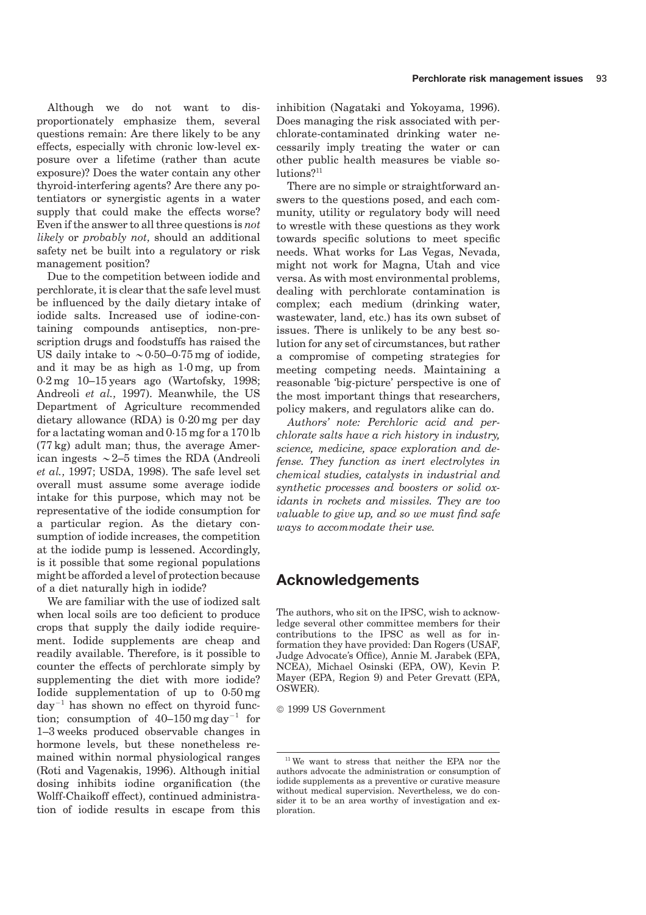Although we do not want to disproportionately emphasize them, several questions remain: Are there likely to be any effects, especially with chronic low-level exposure over a lifetime (rather than acute exposure)? Does the water contain any other thyroid-interfering agents? Are there any potentiators or synergistic agents in a water supply that could make the effects worse? Even if the answer to all three questions is *not likely* or *probably not*, should an additional safety net be built into a regulatory or risk management position?

Due to the competition between iodide and perchlorate, it is clear that the safe level must be influenced by the daily dietary intake of iodide salts. Increased use of iodine-containing compounds antiseptics, non-prescription drugs and foodstuffs has raised the US daily intake to ~0·50–0·75 mg of iodide, and it may be as high as 1·0 mg, up from 0·2 mg 10–15 years ago (Wartofsky, 1998; Andreoli *et al.*, 1997). Meanwhile, the US Department of Agriculture recommended dietary allowance (RDA) is 0·20 mg per day for a lactating woman and 0·15 mg for a 170 lb (77 kg) adult man; thus, the average American ingests ~2–5 times the RDA (Andreoli *et al.*, 1997; USDA, 1998). The safe level set overall must assume some average iodide intake for this purpose, which may not be representative of the iodide consumption for a particular region. As the dietary consumption of iodide increases, the competition at the iodide pump is lessened. Accordingly, is it possible that some regional populations might be afforded a level of protection because of a diet naturally high in iodide?

We are familiar with the use of iodized salt when local soils are too deficient to produce crops that supply the daily iodide requirement. Iodide supplements are cheap and readily available. Therefore, is it possible to counter the effects of perchlorate simply by supplementing the diet with more iodide? Iodide supplementation of up to 0·50 mg $day^{-1}$ has shown no effect on thyroid function; consumption of 40–150 mg $day^{-1}$ for 1–3 weeks produced observable changes in hormone levels, but these nonetheless remained within normal physiological ranges (Roti and Vagenakis, 1996). Although initial dosing inhibits iodine organification (the Wolff-Chaikoff effect), continued administration of iodide results in escape from this inhibition (Nagataki and Yokoyama, 1996). Does managing the risk associated with perchlorate-contaminated drinking water necessarily imply treating the water or can other public health measures be viable solutions?[11]

There are no simple or straightforward answers to the questions posed, and each community, utility or regulatory body will need to wrestle with these questions as they work towards specific solutions to meet specific needs. What works for Las Vegas, Nevada, might not work for Magna, Utah and vice versa. As with most environmental problems, dealing with perchlorate contamination is complex; each medium (drinking water, wastewater, land, etc.) has its own subset of issues. There is unlikely to be any best solution for any set of circumstances, but rather a compromise of competing strategies for meeting competing needs. Maintaining a reasonable 'big-picture' perspective is one of the most important things that researchers, policy makers, and regulators alike can do.

*Authors' note: Perchloric acid and perchlorate salts have a rich history in industry, science, medicine, space exploration and defense. They function as inert electrolytes in chemical studies, catalysts in industrial and synthetic processes and boosters or solid oxidants in rockets and missiles. They are too valuable to give up, and so we must find safe ways to accommodate their use.*

## Acknowledgements

The authors, who sit on the IPSC, wish to acknowledge several other committee members for their contributions to the IPSC as well as for information they have provided: Dan Rogers (USAF, Judge Advocate's Office), Annie M. Jarabek (EPA, NCEA), Michael Osinski (EPA, OW), Kevin P. Mayer (EPA, Region 9) and Peter Grevatt (EPA, OSWER).

© 1999 US Government

[11] We want to stress that neither the EPA nor the authors advocate the administration or consumption of iodide supplements as a preventive or curative measure without medical supervision. Nevertheless, we do consider it to be an area worthy of investigation and exploration.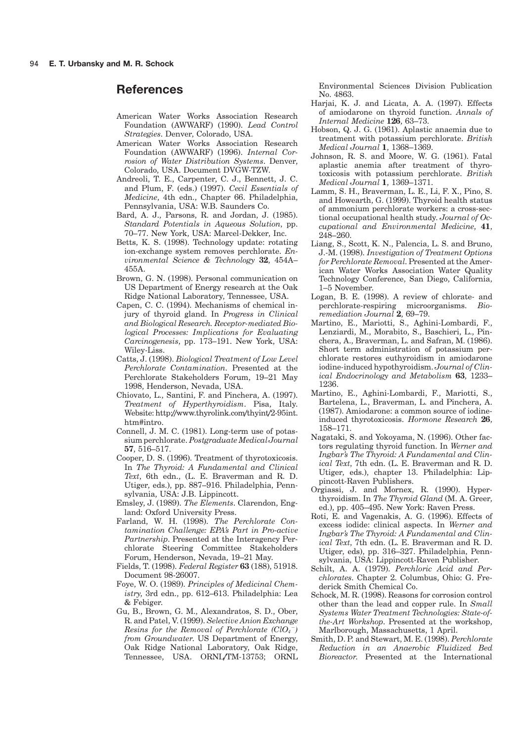## References

American Water Works Association Research Foundation (AWWARF) (1990). *Lead Control Strategies*. Denver, Colorado, USA.

American Water Works Association Research Foundation (AWWARF) (1996). *Internal Corrosion of Water Distribution Systems*. Denver, Colorado, USA. Document DVGW-TZW.

Andreoli, T. E., Carpenter, C. J., Bennett, J. C. and Plum, F. (eds.) (1997). *Cecil Essentials of Medicine*, 4th edn., Chapter 66. Philadelphia, Pennsylvania, USA: W.B. Saunders Co.

Bard, A. J., Parsons, R. and Jordan, J. (1985). *Standard Potentials in Aqueous Solution*, pp. 70–77. New York, USA: Marcel-Dekker, Inc.

Betts, K. S. (1998). Technology update: rotating ion-exchange system removes perchlorate. *Environmental Science & Technology* **32**, 454A–455A.

Brown, G. N. (1998). Personal communication on US Department of Energy research at the Oak Ridge National Laboratory, Tennessee, USA.

Capen, C. C. (1994). Mechanisms of chemical injury of thyroid gland. In *Progress in Clinical and Biological Research. Receptor-mediated Biological Processes: Implications for Evaluating Carcinogenesis*, pp. 173–191. New York, USA: Wiley-Liss.

Catts, J. (1998). *Biological Treatment of Low Level Perchlorate Contamination*. Presented at the Perchlorate Stakeholders Forum, 19–21 May 1998, Henderson, Nevada, USA.

Chiovato, L., Santini, F. and Pinchera, A. (1997). *Treatment of Hyperthyroidism*. Pisa, Italy. Website: http://www.thyrolink.com/thyint/2-95int.htm#intro.

Connell, J. M. C. (1981). Long-term use of potassium perchlorate. *Postgraduate Medical Journal* **57**, 516–517.

Cooper, D. S. (1996). Treatment of thyrotoxicosis. In *The Thyroid: A Fundamental and Clinical Text*, 6th edn., (L. E. Braverman and R. D. Utiger, eds.), pp. 887–916. Philadelphia, Pennsylvania, USA: J.B. Lippincott.

Emsley, J. (1989). *The Elements*. Clarendon, England: Oxford University Press.

Farland, W. H. (1998). *The Perchlorate Contamination Challenge: EPA's Part in Pro-active Partnership*. Presented at the Interagency Perchlorate Steering Committee Stakeholders Forum, Henderson, Nevada, 19–21 May.

Fields, T. (1998). *Federal Register* **63** (188), 51918. Document 98-26007.

Foye, W. O. (1989). *Principles of Medicinal Chemistry*, 3rd edn., pp. 612–613. Philadelphia: Lea & Febiger.

Gu, B., Brown, G. M., Alexandratos, S. D., Ober, R. and Patel, V. (1999). *Selective Anion Exchange Resins for the Removal of Perchlorate ($ClO_4^-$) from Groundwater*. US Department of Energy, Oak Ridge National Laboratory, Oak Ridge, Tennessee, USA. ORNL/TM-13753; ORNL Environmental Sciences Division Publication No. 4863.

Harjai, K. J. and Licata, A. A. (1997). Effects of amiodarone on thyroid function. *Annals of Internal Medicine* **126**, 63–73.

Hobson, Q. J. G. (1961). Aplastic anaemia due to treatment with potassium perchlorate. *British Medical Journal* **1**, 1368–1369.

Johnson, R. S. and Moore, W. G. (1961). Fatal aplastic anemia after treatment of thyrotoxicosis with potassium perchlorate. *British Medical Journal* **1**, 1369–1371.

Lamm, S. H., Braverman, L. E., Li, F. X., Pino, S. and Howearth, G. (1999). Thyroid health status of ammonium perchlorate workers: a cross-sectional occupational health study. *Journal of Occupational and Environmental Medicine*, **41**, 248–260.

Liang, S., Scott, K. N., Palencia, L. S. and Bruno, J.-M. (1998). *Investigation of Treatment Options for Perchlorate Removal*. Presented at the American Water Works Association Water Quality Technology Conference, San Diego, California, 1–5 November.

Logan, B. E. (1998). A review of chlorate- and perchlorate-respiring microorganisms. *Bioremediation Journal* **2**, 69–79.

Martino, E., Mariotti, S., Aghini-Lombardi, F., Lenziardi, M., Morabito, S., Baschieri, L., Pinchera, A., Braverman, L. and Safran, M. (1986). Short term administration of potassium perchlorate restores euthyroidism in amiodarone iodine-induced hypothyroidism. *Journal of Clinical Endocrinology and Metabolism* **63**, 1233–1236.

Martino, E., Aghini-Lombardi, F., Mariotti, S., Bartelena, L., Braverman, L. and Pinchera, A. (1987). Amiodarone: a common source of iodine-induced thyrotoxicosis. *Hormone Research* **26**, 158–171.

Nagataki, S. and Yokoyama, N. (1996). Other factors regulating thyroid function. In *Werner and Ingbar's The Thyroid: A Fundamental and Clinical Text*, 7th edn. (L. E. Braverman and R. D. Utiger, eds.), chapter 13. Philadelphia: Lippincott-Raven Publishers.

Orgiassi, J. and Mornex, R. (1990). Hyperthyroidism. In *The Thyroid Gland* (M. A. Greer, ed.), pp. 405–495. New York: Raven Press.

Roti, E. and Vagenakis, A. G. (1996). Effects of excess iodide: clinical aspects. In *Werner and Ingbar's The Thyroid: A Fundamental and Clinical Text*, 7th edn. (L. E. Braverman and R. D. Utiger, eds), pp. 316–327. Philadelphia, Pennsylvania, USA: Lippincott-Raven Publisher.

Schilt, A. A. (1979). *Perchloric Acid and Perchlorates*. Chapter 2. Columbus, Ohio: G. Frederick Smith Chemical Co.

Schock, M. R. (1998). Reasons for corrosion control other than the lead and copper rule. In *Small Systems Water Treatment Technologies: State-of-the-Art Workshop*. Presented at the workshop, Marlborough, Massachusetts, 1 April.

Smith, D. P. and Stewart, M. E. (1998). *Perchlorate Reduction in an Anaerobic Fluidized Bed Bioreactor*. Presented at the International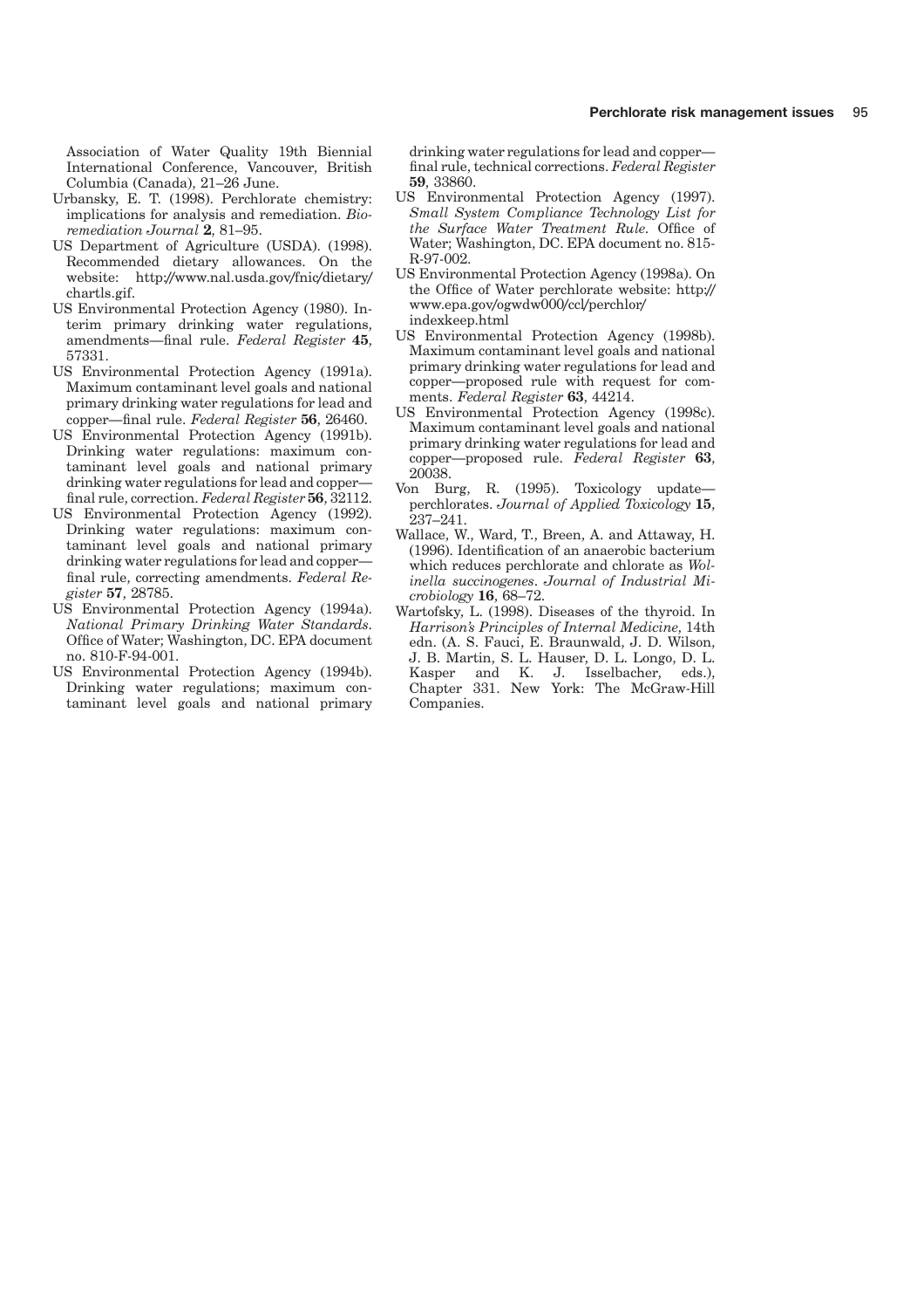Association of Water Quality 19th Biennial International Conference, Vancouver, British Columbia (Canada), 21–26 June.

Urbansky, E. T. (1998). Perchlorate chemistry: implications for analysis and remediation. *Bioremediation Journal* **2**, 81–95.

US Department of Agriculture (USDA). (1998). Recommended dietary allowances. On the website: http://www.nal.usda.gov/fnic/dietary/chartls.gif.

US Environmental Protection Agency (1980). Interim primary drinking water regulations, amendments—final rule. *Federal Register* **45**, 57331.

US Environmental Protection Agency (1991a). Maximum contaminant level goals and national primary drinking water regulations for lead and copper—final rule. *Federal Register* **56**, 26460.

US Environmental Protection Agency (1991b). Drinking water regulations: maximum contaminant level goals and national primary drinking water regulations for lead and copper—final rule, correction. *Federal Register* **56**, 32112.

US Environmental Protection Agency (1992). Drinking water regulations: maximum contaminant level goals and national primary drinking water regulations for lead and copper—final rule, correcting amendments. *Federal Register* **57**, 28785.

US Environmental Protection Agency (1994a). *National Primary Drinking Water Standards*. Office of Water; Washington, DC. EPA document no. 810-F-94-001.

US Environmental Protection Agency (1994b). Drinking water regulations; maximum contaminant level goals and national primary drinking water regulations for lead and copper—final rule, technical corrections. *Federal Register* **59**, 33860.

US Environmental Protection Agency (1997). *Small System Compliance Technology List for the Surface Water Treatment Rule*. Office of Water; Washington, DC. EPA document no. 815-R-97-002.

US Environmental Protection Agency (1998a). On the Office of Water perchlorate website: http://www.epa.gov/ogwdw000/ccl/perchlor/indexkeep.html

US Environmental Protection Agency (1998b). Maximum contaminant level goals and national primary drinking water regulations for lead and copper—proposed rule with request for comments. *Federal Register* **63**, 44214.

US Environmental Protection Agency (1998c). Maximum contaminant level goals and national primary drinking water regulations for lead and copper—proposed rule. *Federal Register* **63**, 20038.

Von Burg, R. (1995). Toxicology update—perchlorates. *Journal of Applied Toxicology* **15**, 237–241.

Wallace, W., Ward, T., Breen, A. and Attaway, H. (1996). Identification of an anaerobic bacterium which reduces perchlorate and chlorate as *Wolinella succinogenes*. *Journal of Industrial Microbiology* **16**, 68–72.

Wartofsky, L. (1998). Diseases of the thyroid. In *Harrison's Principles of Internal Medicine*, 14th edn. (A. S. Fauci, E. Braunwald, J. D. Wilson, J. B. Martin, S. L. Hauser, D. L. Longo, D. L. Kasper and K. J. Isselbacher, eds.), Chapter 331. New York: The McGraw-Hill Companies.